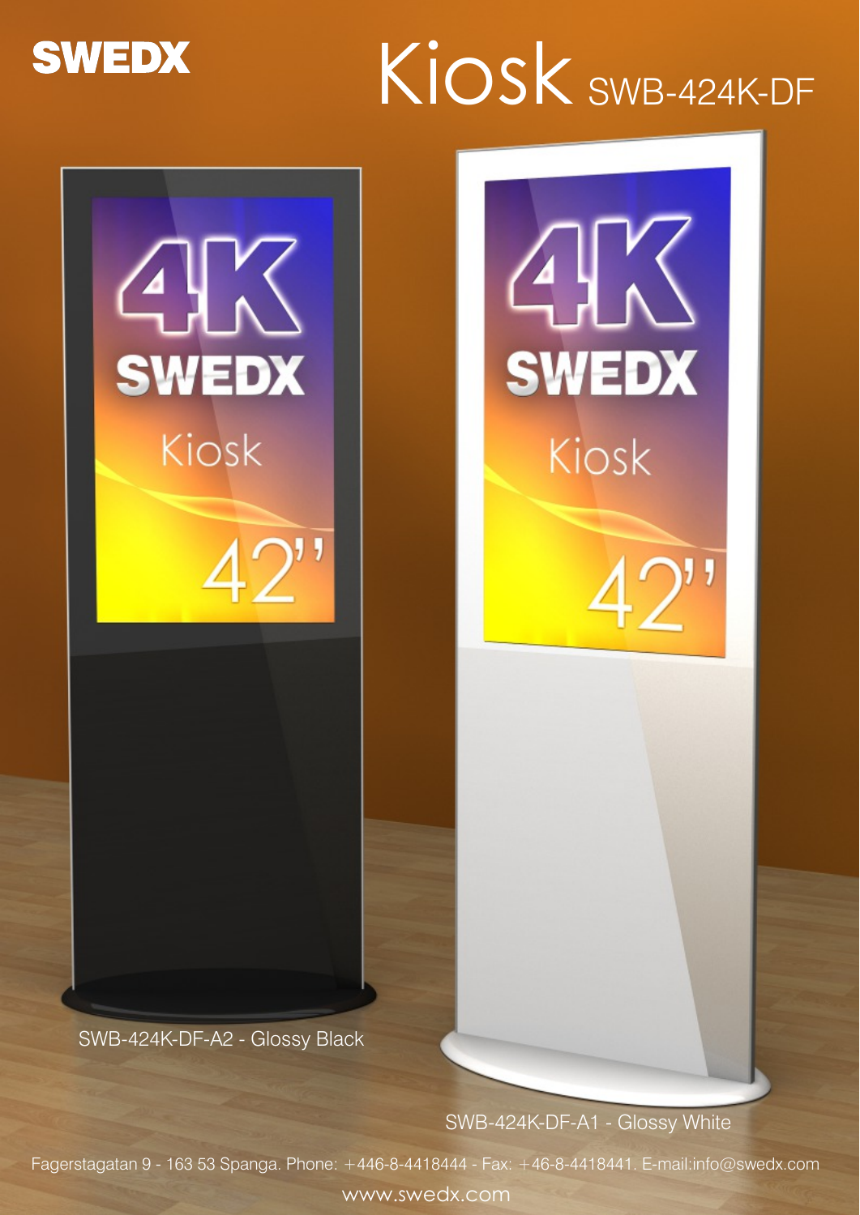# SWEDX

# Kiosk SWB-424K-DF

SWB-424K-DF-A2 - Glossy Black

SWB-424K-DF-A1 - Glossy White

Fagerstagatan 9 - 163 53 Spanga. Phone: +446-8-4418444 - Fax: +46-8-4418441. E-mail:info@swedx.com

www.swedx.com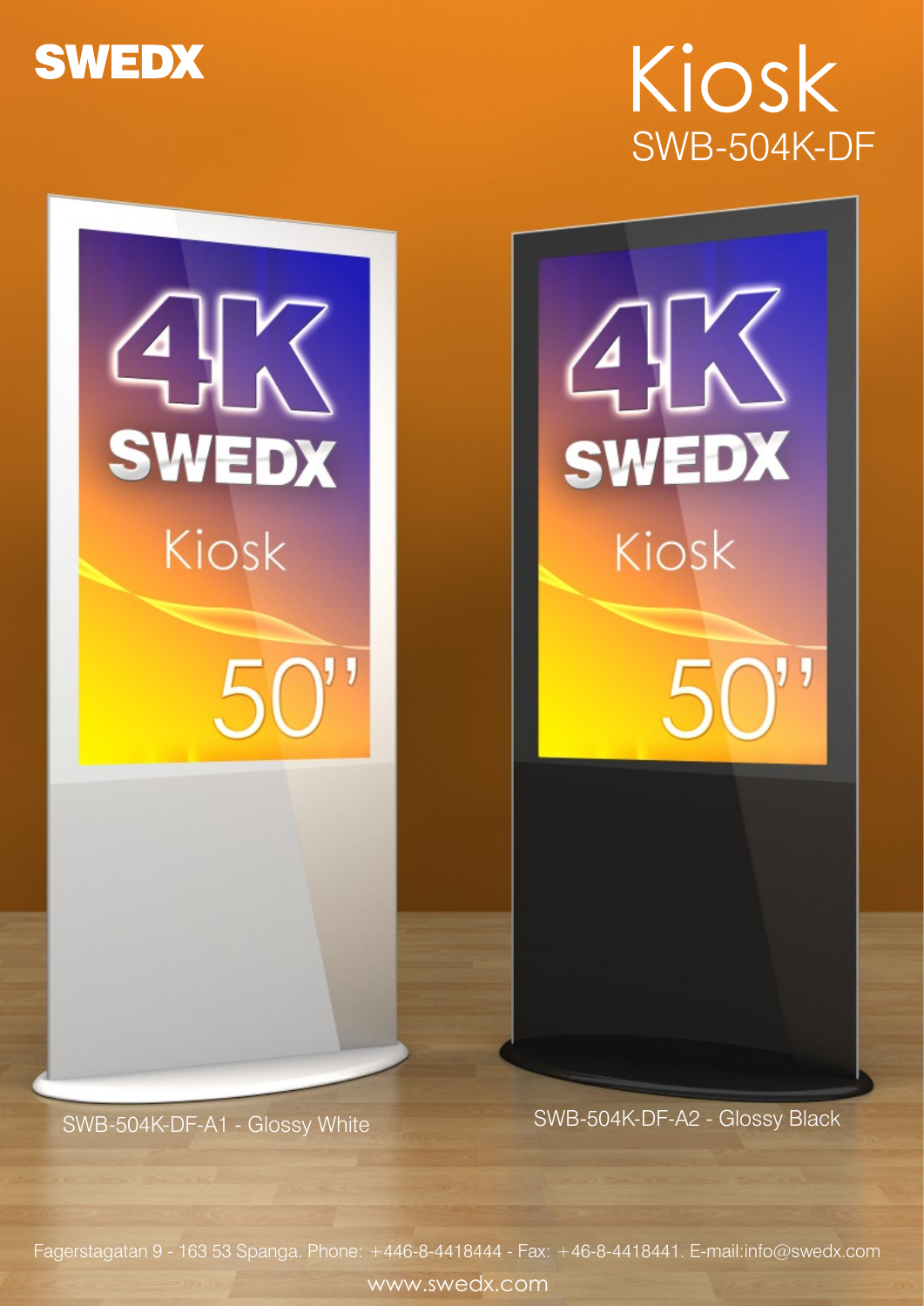SWEDX

# Kiosk

## SWB-504K-DF

SWB-504K-DF-A1 - Glossy White

SWB-504K-DF-A2 - Glossy Black

Fagerstagatan 9 - 163 53 Spanga. Phone: +446-8-4418444 - Fax: +46-8-4418441. E-mail:info@swedx.com

www.swedx.com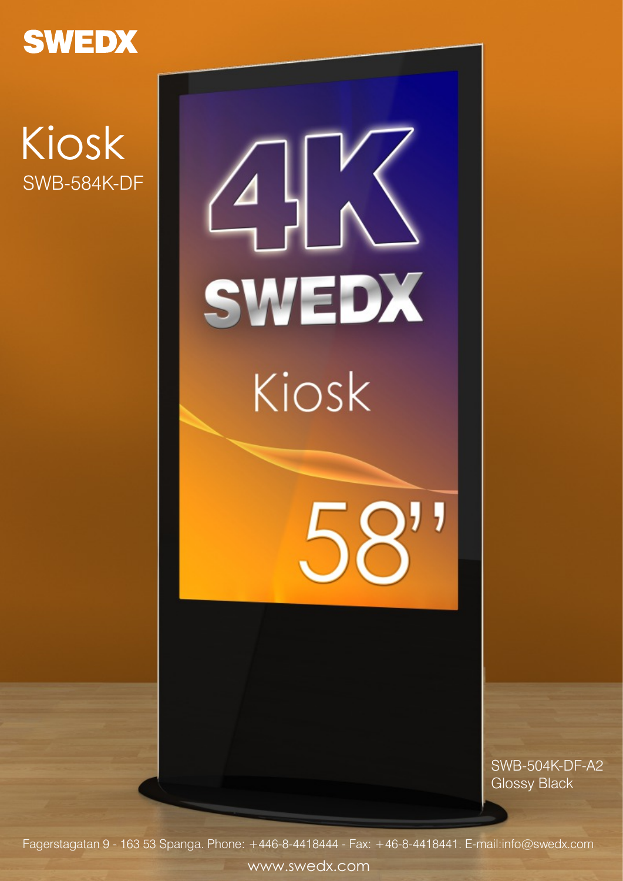# SWEDX

## Kiosk

SWB-584K-DF

SWB-504K-DF-A2
Glossy Black

Fagerstagatan 9 - 163 53 Spanga. Phone: +446-8-4418444 - Fax: +46-8-4418441. E-mail:info@swedx.com

www.swedx.com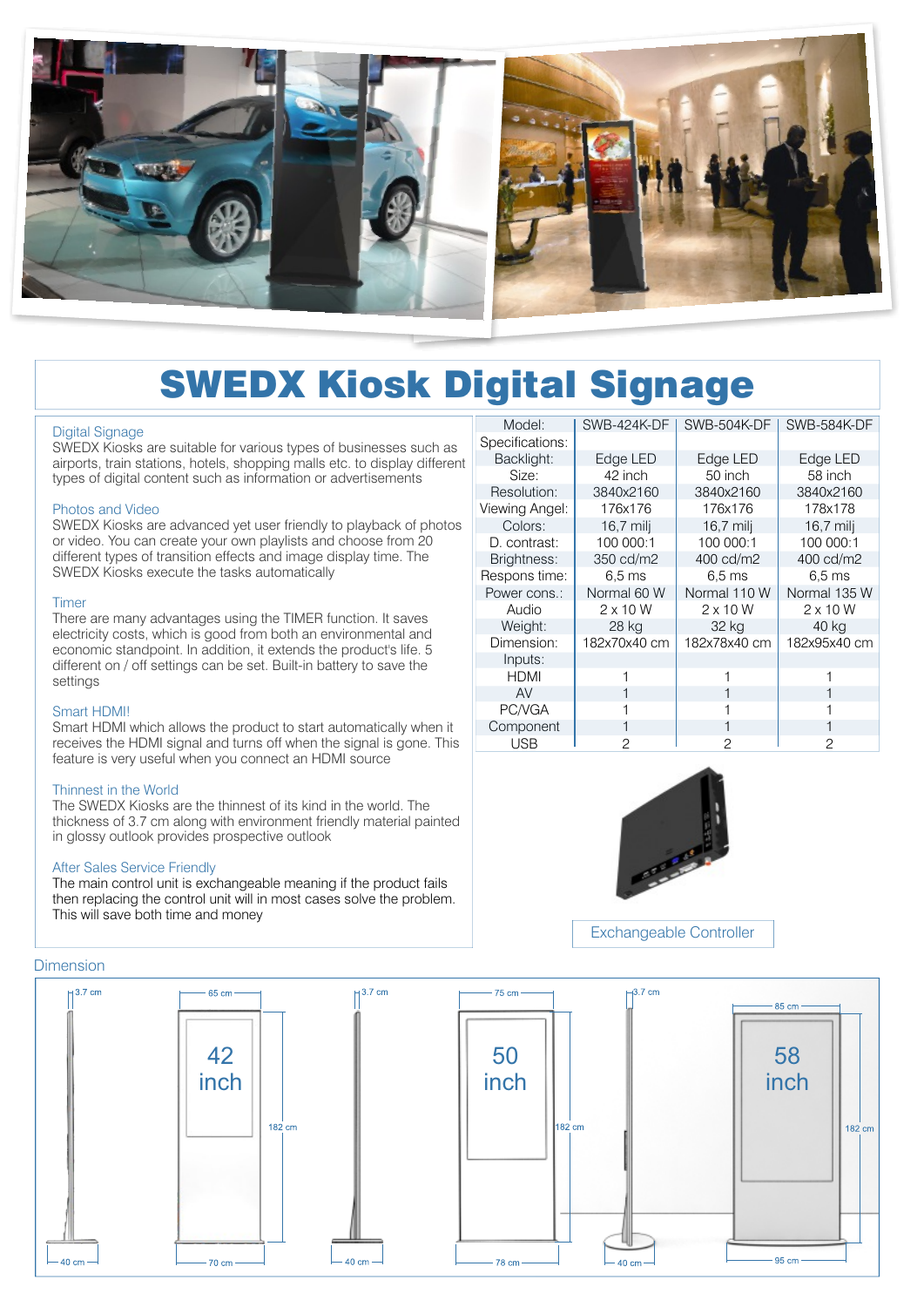# SWEDX Kiosk Digital Signage

### Digital Signage
SWEDX Kiosks are suitable for various types of businesses such as airports, train stations, hotels, shopping malls etc. to display different types of digital content such as information or advertisements

### Photos and Video
SWEDX Kiosks are advanced yet user friendly to playback of photos or video. You can create your own playlists and choose from 20 different types of transition effects and image display time. The SWEDX Kiosks execute the tasks automatically

### Timer
There are many advantages using the TIMER function. It saves electricity costs, which is good from both an environmental and economic standpoint. In addition, it extends the product's life. 5 different on / off settings can be set. Built-in battery to save the settings

### Smart HDMI!
Smart HDMI which allows the product to start automatically when it receives the HDMI signal and turns off when the signal is gone. This feature is very useful when you connect an HDMI source

### Thinnest in the World
The SWEDX Kiosks are the thinnest of its kind in the world. The thickness of 3.7 cm along with environment friendly material painted in glossy outlook provides prospective outlook

### After Sales Service Friendly
The main control unit is exchangeable meaning if the product fails then replacing the control unit will in most cases solve the problem. This will save both time and money

| Model: | SWB-424K-DF | SWB-504K-DF | SWB-584K-DF |
|---|---|---|---|
| Specifications: | | | |
| Backlight: | Edge LED | Edge LED | Edge LED |
| Size: | 42 inch | 50 inch | 58 inch |
| Resolution: | 3840x2160 | 3840x2160 | 3840x2160 |
| Viewing Angel: | 176x176 | 176x176 | 178x178 |
| Colors: | 16,7 milj | 16,7 milj | 16,7 milj |
| D. contrast: | 100 000:1 | 100 000:1 | 100 000:1 |
| Brightness: | 350 cd/m2 | 400 cd/m2 | 400 cd/m2 |
| Respons time: | 6,5 ms | 6,5 ms | 6,5 ms |
| Power cons.: | Normal 60 W | Normal 110 W | Normal 135 W |
| Audio | 2 x 10 W | 2 x 10 W | 2 x 10 W |
| Weight: | 28 kg | 32 kg | 40 kg |
| Dimension: | 182x70x40 cm | 182x78x40 cm | 182x95x40 cm |
| Inputs: | | | |
| HDMI | 1 | 1 | 1 |
| AV | 1 | 1 | 1 |
| PC/VGA | 1 | 1 | 1 |
| Component | 1 | 1 | 1 |
| USB | 2 | 2 | 2 |

Exchangeable Controller

### Dimension

3.7 cm
40 cm
65 cm
42 inch
182 cm
70 cm

3.7 cm
40 cm
75 cm
50 inch
182 cm
78 cm

3.7 cm
40 cm
85 cm
58 inch
182 cm
95 cm